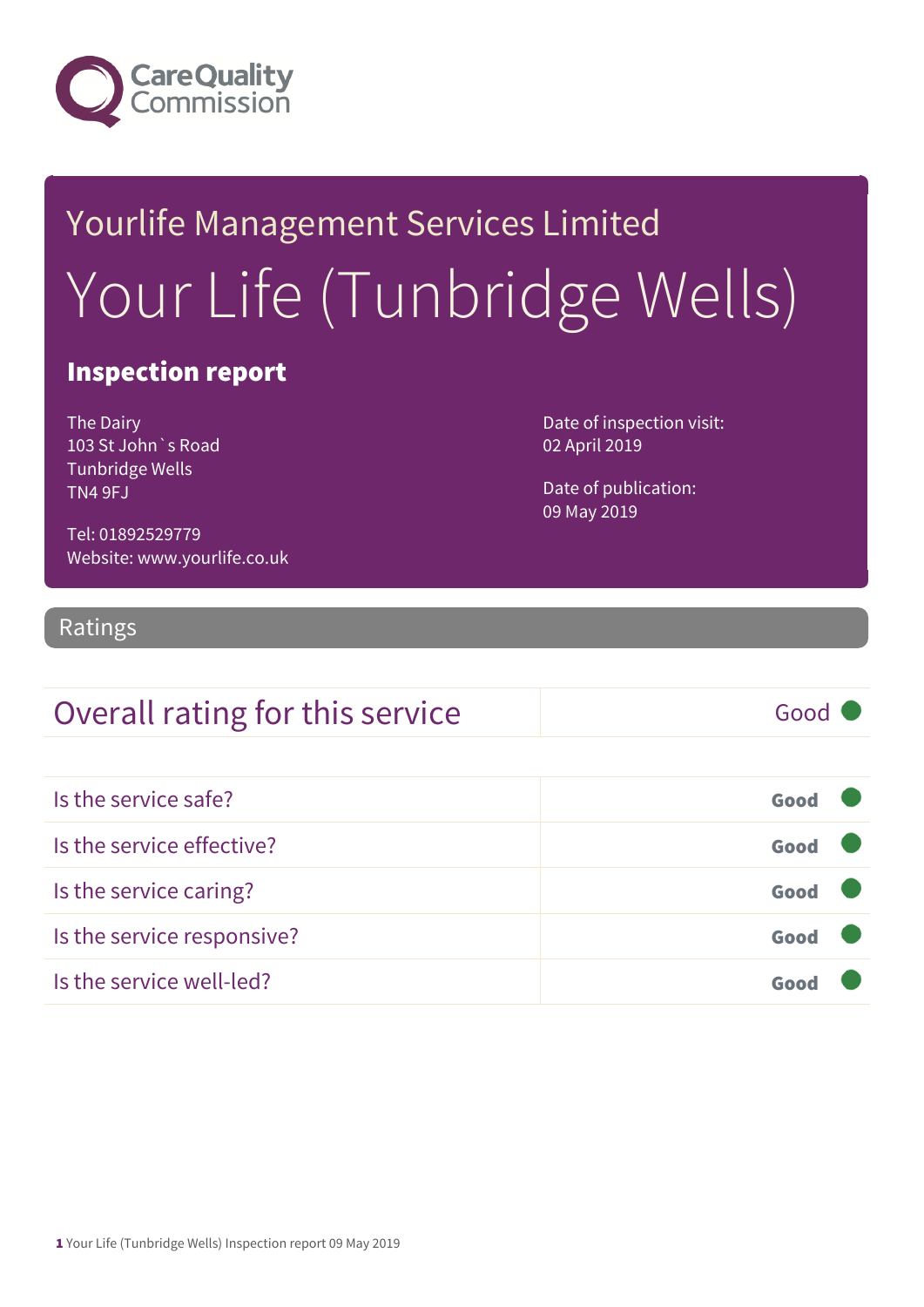Care Quality Commission

# Yourlife Management Services Limited

# Your Life (Tunbridge Wells)

## Inspection report

The Dairy
103 St John`s Road
Tunbridge Wells
TN4 9FJ

Tel: 01892529779
Website: www.yourlife.co.uk

Date of inspection visit:
02 April 2019

Date of publication:
09 May 2019

## Ratings

| Overall rating for this service | Good |
|---|---|

| | |
|---|---|
| Is the service safe? | Good |
| Is the service effective? | Good |
| Is the service caring? | Good |
| Is the service responsive? | Good |
| Is the service well-led? | Good |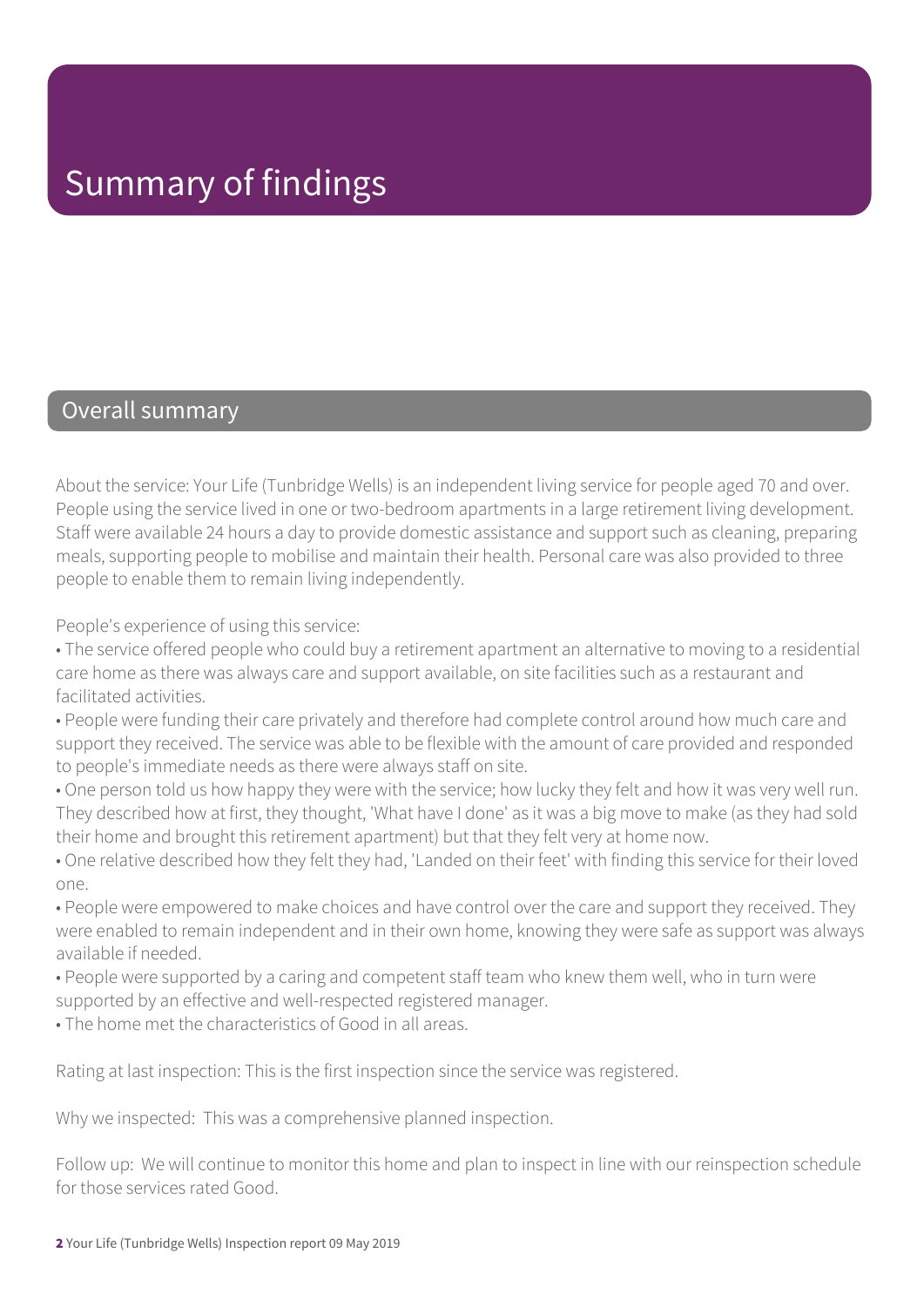# Summary of findings

## Overall summary

About the service: Your Life (Tunbridge Wells) is an independent living service for people aged 70 and over. People using the service lived in one or two-bedroom apartments in a large retirement living development. Staff were available 24 hours a day to provide domestic assistance and support such as cleaning, preparing meals, supporting people to mobilise and maintain their health. Personal care was also provided to three people to enable them to remain living independently.

People's experience of using this service:

- The service offered people who could buy a retirement apartment an alternative to moving to a residential care home as there was always care and support available, on site facilities such as a restaurant and facilitated activities.
- People were funding their care privately and therefore had complete control around how much care and support they received. The service was able to be flexible with the amount of care provided and responded to people's immediate needs as there were always staff on site.
- One person told us how happy they were with the service; how lucky they felt and how it was very well run. They described how at first, they thought, 'What have I done' as it was a big move to make (as they had sold their home and brought this retirement apartment) but that they felt very at home now.
- One relative described how they felt they had, 'Landed on their feet' with finding this service for their loved one.
- People were empowered to make choices and have control over the care and support they received. They were enabled to remain independent and in their own home, knowing they were safe as support was always available if needed.
- People were supported by a caring and competent staff team who knew them well, who in turn were supported by an effective and well-respected registered manager.
- The home met the characteristics of Good in all areas.

Rating at last inspection: This is the first inspection since the service was registered.

Why we inspected: This was a comprehensive planned inspection.

Follow up: We will continue to monitor this home and plan to inspect in line with our reinspection schedule for those services rated Good.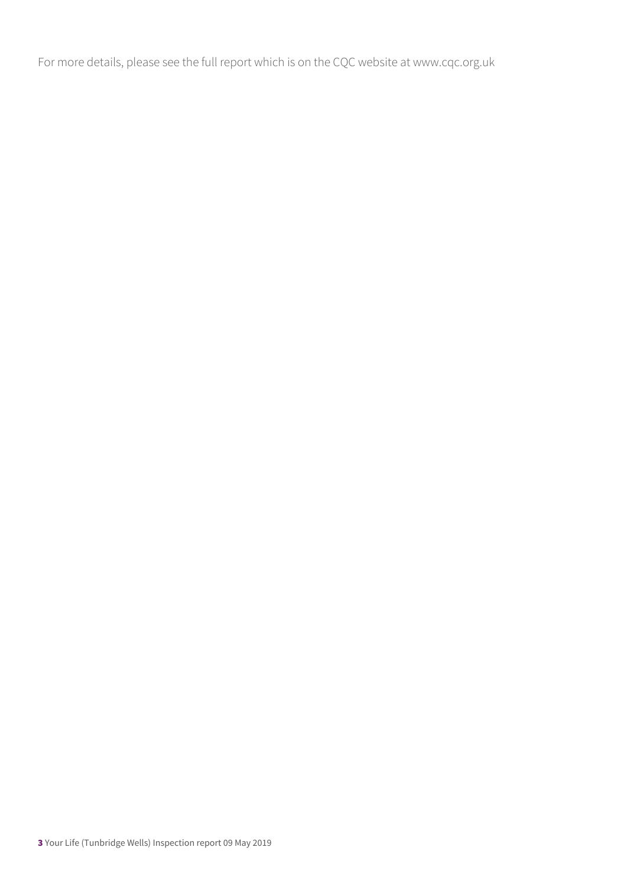For more details, please see the full report which is on the CQC website at www.cqc.org.uk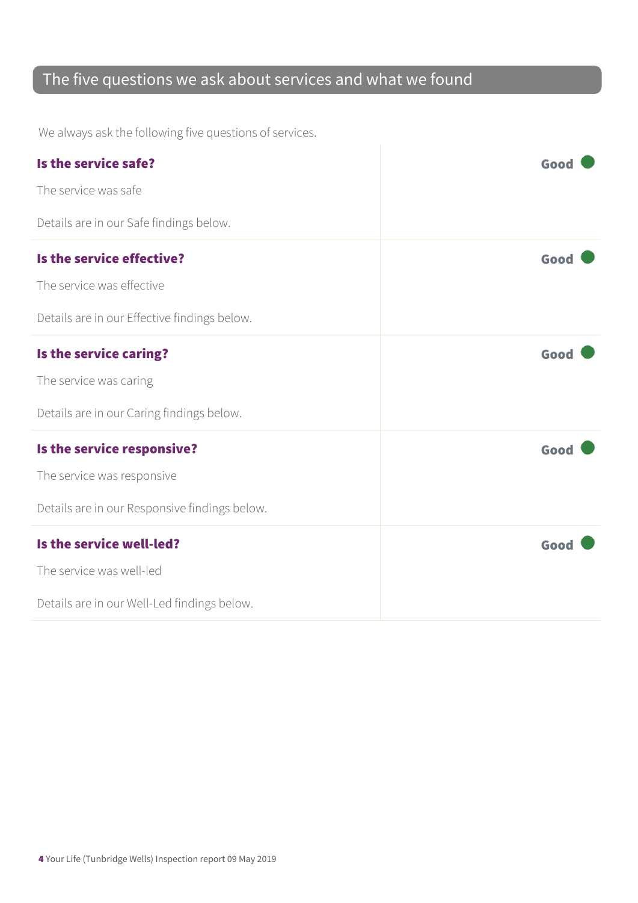## The five questions we ask about services and what we found

We always ask the following five questions of services.

| | |
|---|---|
| **Is the service safe?**<br><br>The service was safe<br><br>Details are in our Safe findings below. | **Good** |
| **Is the service effective?**<br><br>The service was effective<br><br>Details are in our Effective findings below. | **Good** |
| **Is the service caring?**<br><br>The service was caring<br><br>Details are in our Caring findings below. | **Good** |
| **Is the service responsive?**<br><br>The service was responsive<br><br>Details are in our Responsive findings below. | **Good** |
| **Is the service well-led?**<br><br>The service was well-led<br><br>Details are in our Well-Led findings below. | **Good** |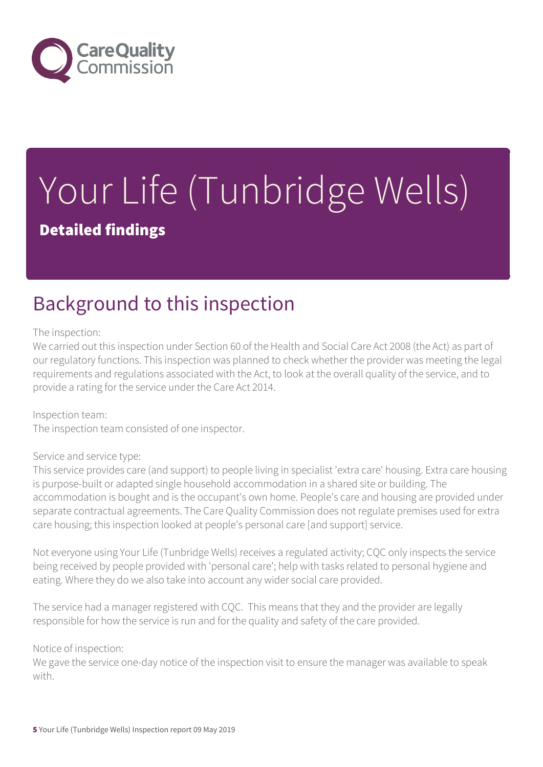# Your Life (Tunbridge Wells)

**Detailed findings**

## Background to this inspection

The inspection:
We carried out this inspection under Section 60 of the Health and Social Care Act 2008 (the Act) as part of our regulatory functions. This inspection was planned to check whether the provider was meeting the legal requirements and regulations associated with the Act, to look at the overall quality of the service, and to provide a rating for the service under the Care Act 2014.

Inspection team:
The inspection team consisted of one inspector.

Service and service type:
This service provides care (and support) to people living in specialist 'extra care' housing. Extra care housing is purpose-built or adapted single household accommodation in a shared site or building. The accommodation is bought and is the occupant's own home. People's care and housing are provided under separate contractual agreements. The Care Quality Commission does not regulate premises used for extra care housing; this inspection looked at people's personal care [and support] service.

Not everyone using Your Life (Tunbridge Wells) receives a regulated activity; CQC only inspects the service being received by people provided with 'personal care'; help with tasks related to personal hygiene and eating. Where they do we also take into account any wider social care provided.

The service had a manager registered with CQC. This means that they and the provider are legally responsible for how the service is run and for the quality and safety of the care provided.

Notice of inspection:
We gave the service one-day notice of the inspection visit to ensure the manager was available to speak with.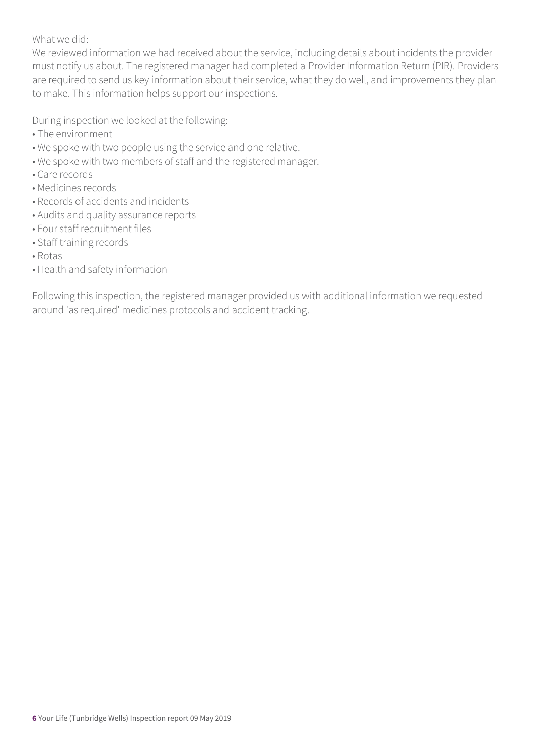What we did:
We reviewed information we had received about the service, including details about incidents the provider must notify us about. The registered manager had completed a Provider Information Return (PIR). Providers are required to send us key information about their service, what they do well, and improvements they plan to make. This information helps support our inspections.

During inspection we looked at the following:

- The environment
- We spoke with two people using the service and one relative.
- We spoke with two members of staff and the registered manager.
- Care records
- Medicines records
- Records of accidents and incidents
- Audits and quality assurance reports
- Four staff recruitment files
- Staff training records
- Rotas
- Health and safety information

Following this inspection, the registered manager provided us with additional information we requested around 'as required' medicines protocols and accident tracking.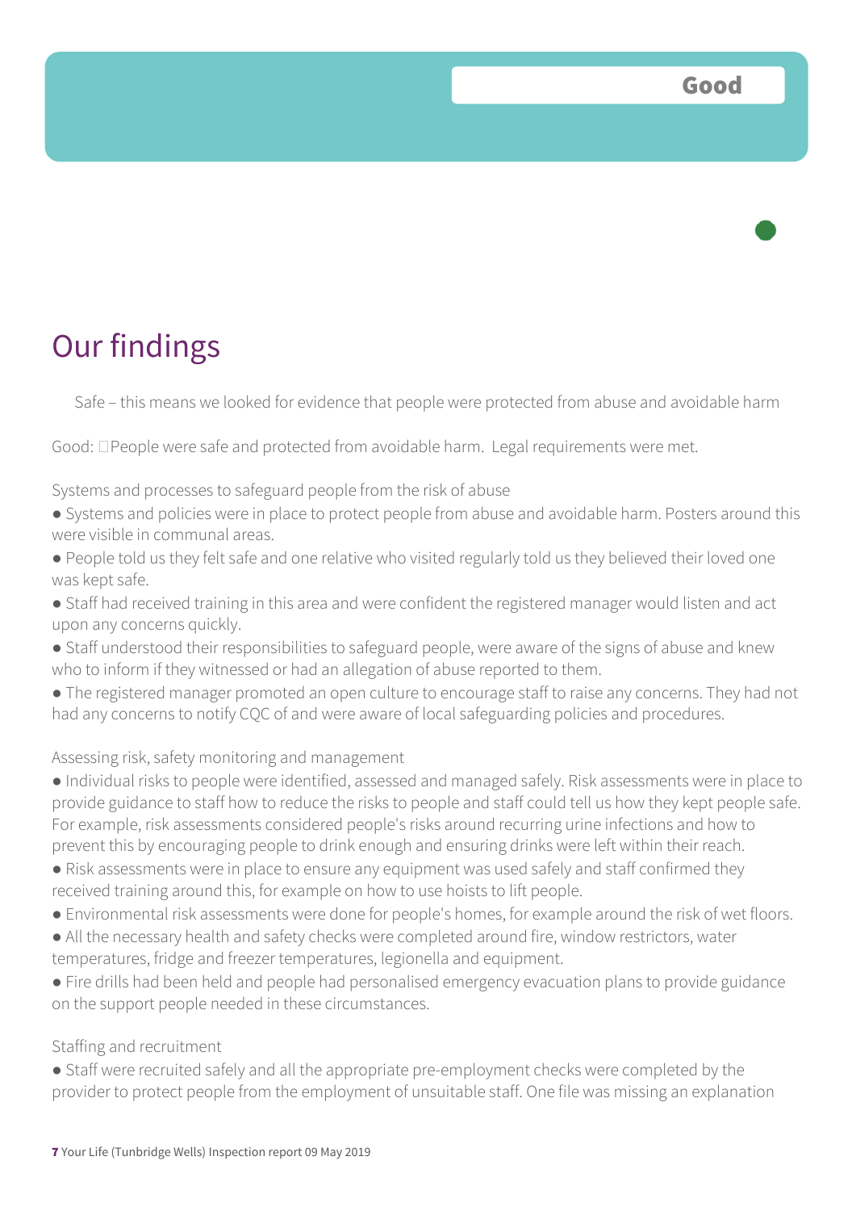Good

# Our findings

Safe – this means we looked for evidence that people were protected from abuse and avoidable harm

Good: People were safe and protected from avoidable harm. Legal requirements were met.

Systems and processes to safeguard people from the risk of abuse

- Systems and policies were in place to protect people from abuse and avoidable harm. Posters around this were visible in communal areas.
- People told us they felt safe and one relative who visited regularly told us they believed their loved one was kept safe.
- Staff had received training in this area and were confident the registered manager would listen and act upon any concerns quickly.
- Staff understood their responsibilities to safeguard people, were aware of the signs of abuse and knew who to inform if they witnessed or had an allegation of abuse reported to them.
- The registered manager promoted an open culture to encourage staff to raise any concerns. They had not had any concerns to notify CQC of and were aware of local safeguarding policies and procedures.

Assessing risk, safety monitoring and management

- Individual risks to people were identified, assessed and managed safely. Risk assessments were in place to provide guidance to staff how to reduce the risks to people and staff could tell us how they kept people safe. For example, risk assessments considered people's risks around recurring urine infections and how to prevent this by encouraging people to drink enough and ensuring drinks were left within their reach.
- Risk assessments were in place to ensure any equipment was used safely and staff confirmed they received training around this, for example on how to use hoists to lift people.
- Environmental risk assessments were done for people's homes, for example around the risk of wet floors.
- All the necessary health and safety checks were completed around fire, window restrictors, water temperatures, fridge and freezer temperatures, legionella and equipment.
- Fire drills had been held and people had personalised emergency evacuation plans to provide guidance on the support people needed in these circumstances.

Staffing and recruitment

- Staff were recruited safely and all the appropriate pre-employment checks were completed by the provider to protect people from the employment of unsuitable staff. One file was missing an explanation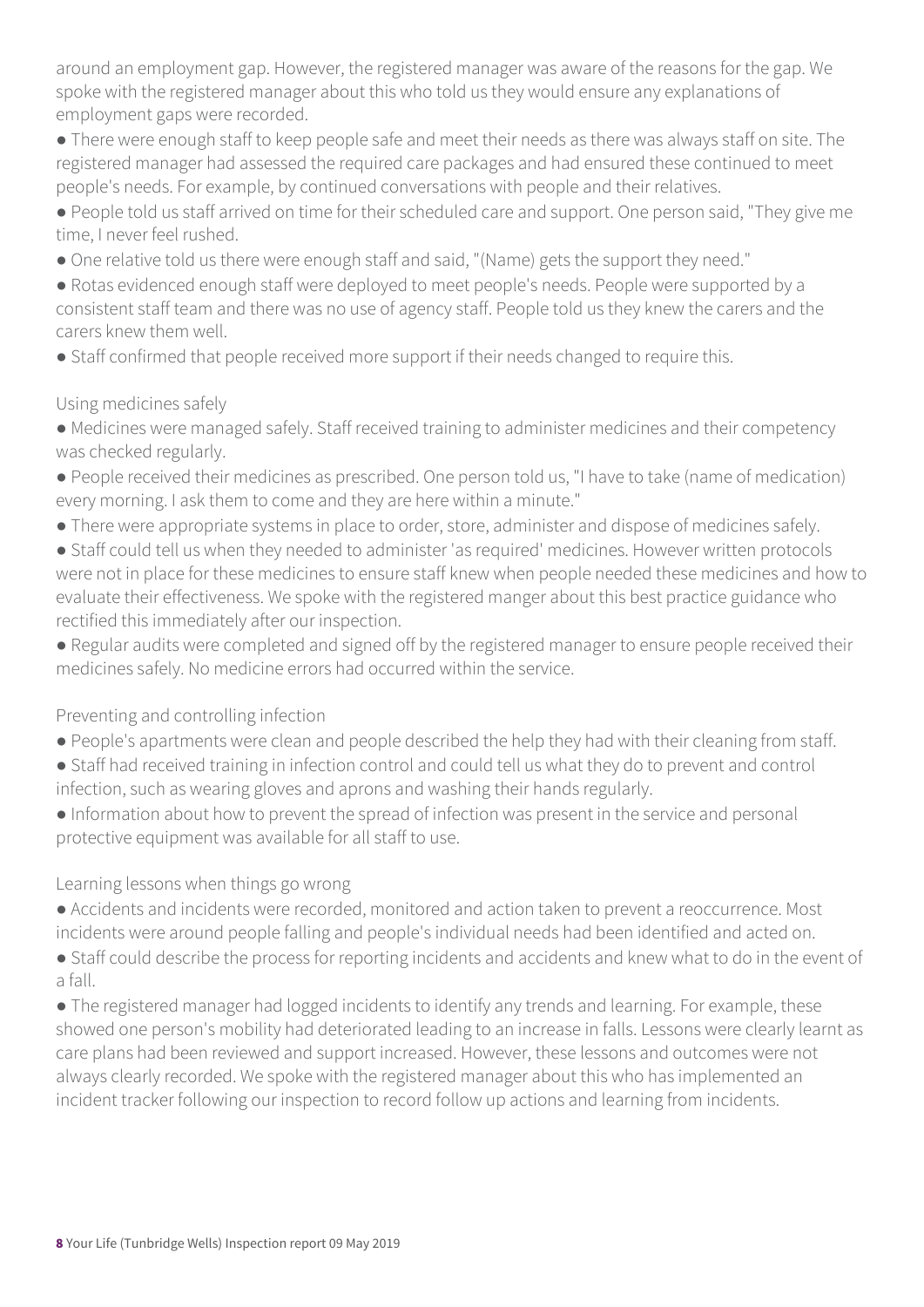around an employment gap. However, the registered manager was aware of the reasons for the gap. We spoke with the registered manager about this who told us they would ensure any explanations of employment gaps were recorded.

- There were enough staff to keep people safe and meet their needs as there was always staff on site. The registered manager had assessed the required care packages and had ensured these continued to meet people's needs. For example, by continued conversations with people and their relatives.
- People told us staff arrived on time for their scheduled care and support. One person said, "They give me time, I never feel rushed.
- One relative told us there were enough staff and said, "(Name) gets the support they need."
- Rotas evidenced enough staff were deployed to meet people's needs. People were supported by a consistent staff team and there was no use of agency staff. People told us they knew the carers and the carers knew them well.
- Staff confirmed that people received more support if their needs changed to require this.

Using medicines safely

- Medicines were managed safely. Staff received training to administer medicines and their competency was checked regularly.
- People received their medicines as prescribed. One person told us, "I have to take (name of medication) every morning. I ask them to come and they are here within a minute."
- There were appropriate systems in place to order, store, administer and dispose of medicines safely.
- Staff could tell us when they needed to administer 'as required' medicines. However written protocols were not in place for these medicines to ensure staff knew when people needed these medicines and how to evaluate their effectiveness. We spoke with the registered manger about this best practice guidance who rectified this immediately after our inspection.
- Regular audits were completed and signed off by the registered manager to ensure people received their medicines safely. No medicine errors had occurred within the service.

Preventing and controlling infection

- People's apartments were clean and people described the help they had with their cleaning from staff.
- Staff had received training in infection control and could tell us what they do to prevent and control infection, such as wearing gloves and aprons and washing their hands regularly.
- Information about how to prevent the spread of infection was present in the service and personal protective equipment was available for all staff to use.

Learning lessons when things go wrong

- Accidents and incidents were recorded, monitored and action taken to prevent a reoccurrence. Most incidents were around people falling and people's individual needs had been identified and acted on.
- Staff could describe the process for reporting incidents and accidents and knew what to do in the event of a fall.
- The registered manager had logged incidents to identify any trends and learning. For example, these showed one person's mobility had deteriorated leading to an increase in falls. Lessons were clearly learnt as care plans had been reviewed and support increased. However, these lessons and outcomes were not always clearly recorded. We spoke with the registered manager about this who has implemented an incident tracker following our inspection to record follow up actions and learning from incidents.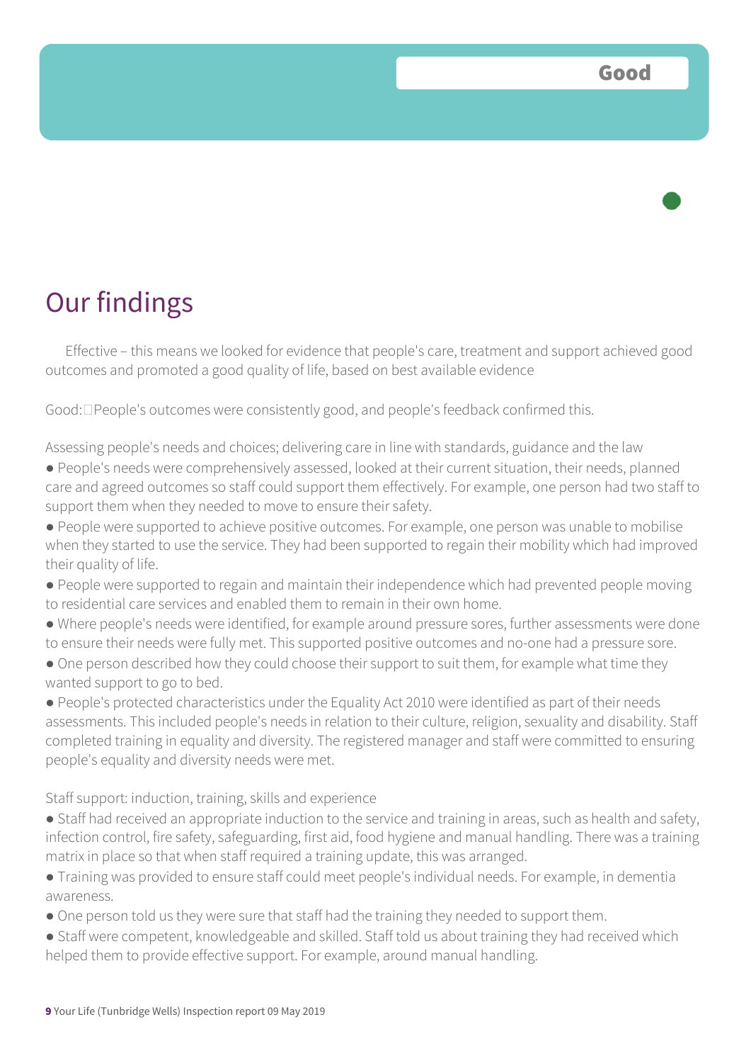Good

# Our findings

Effective – this means we looked for evidence that people's care, treatment and support achieved good outcomes and promoted a good quality of life, based on best available evidence

Good: People's outcomes were consistently good, and people's feedback confirmed this.

Assessing people's needs and choices; delivering care in line with standards, guidance and the law

- People's needs were comprehensively assessed, looked at their current situation, their needs, planned care and agreed outcomes so staff could support them effectively. For example, one person had two staff to support them when they needed to move to ensure their safety.
- People were supported to achieve positive outcomes. For example, one person was unable to mobilise when they started to use the service. They had been supported to regain their mobility which had improved their quality of life.
- People were supported to regain and maintain their independence which had prevented people moving to residential care services and enabled them to remain in their own home.
- Where people's needs were identified, for example around pressure sores, further assessments were done to ensure their needs were fully met. This supported positive outcomes and no-one had a pressure sore.
- One person described how they could choose their support to suit them, for example what time they wanted support to go to bed.
- People's protected characteristics under the Equality Act 2010 were identified as part of their needs assessments. This included people's needs in relation to their culture, religion, sexuality and disability. Staff completed training in equality and diversity. The registered manager and staff were committed to ensuring people's equality and diversity needs were met.

Staff support: induction, training, skills and experience

- Staff had received an appropriate induction to the service and training in areas, such as health and safety, infection control, fire safety, safeguarding, first aid, food hygiene and manual handling. There was a training matrix in place so that when staff required a training update, this was arranged.
- Training was provided to ensure staff could meet people's individual needs. For example, in dementia awareness.
- One person told us they were sure that staff had the training they needed to support them.
- Staff were competent, knowledgeable and skilled. Staff told us about training they had received which helped them to provide effective support. For example, around manual handling.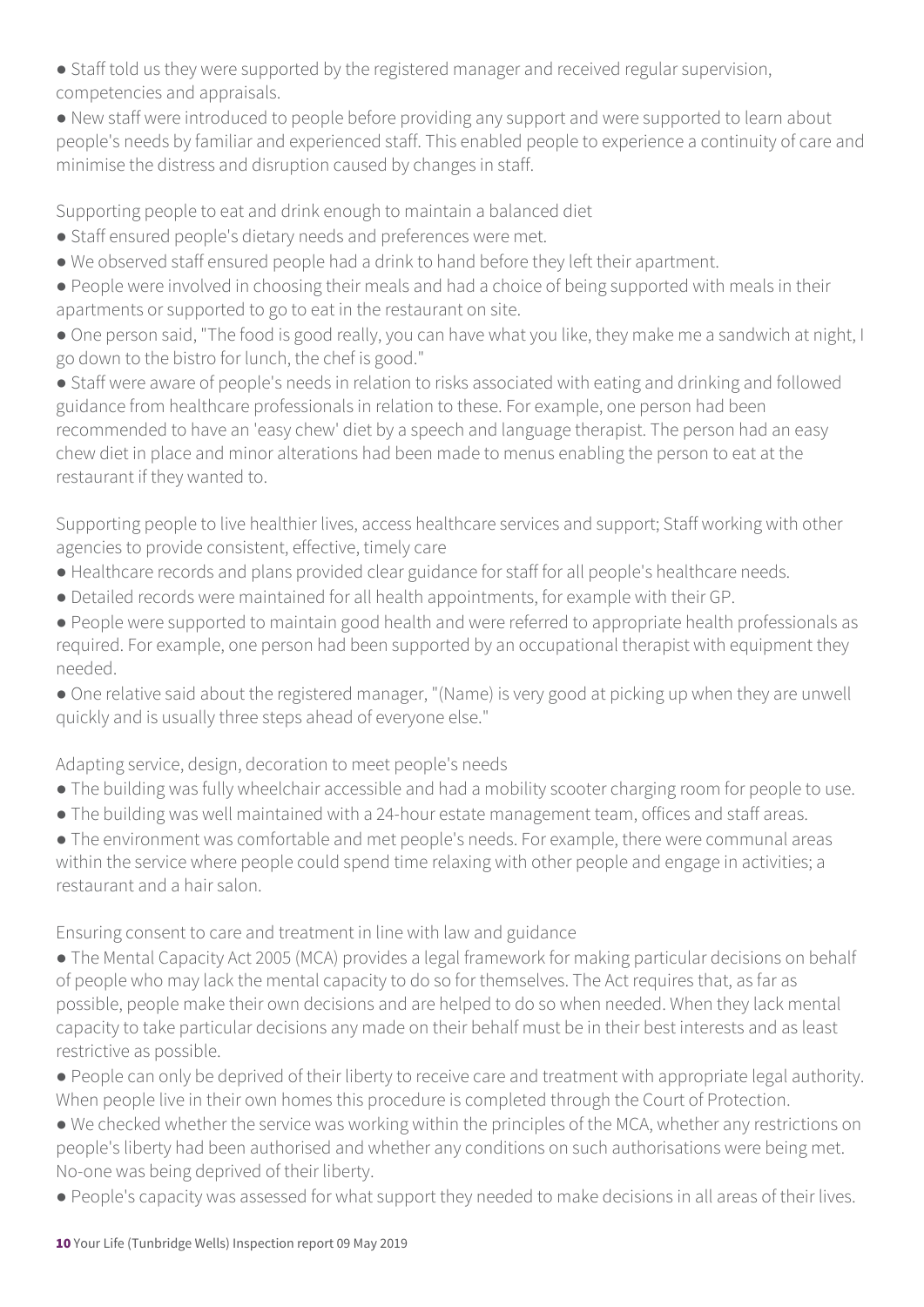- Staff told us they were supported by the registered manager and received regular supervision, competencies and appraisals.
- New staff were introduced to people before providing any support and were supported to learn about people's needs by familiar and experienced staff. This enabled people to experience a continuity of care and minimise the distress and disruption caused by changes in staff.

Supporting people to eat and drink enough to maintain a balanced diet

- Staff ensured people's dietary needs and preferences were met.
- We observed staff ensured people had a drink to hand before they left their apartment.
- People were involved in choosing their meals and had a choice of being supported with meals in their apartments or supported to go to eat in the restaurant on site.
- One person said, "The food is good really, you can have what you like, they make me a sandwich at night, I go down to the bistro for lunch, the chef is good."
- Staff were aware of people's needs in relation to risks associated with eating and drinking and followed guidance from healthcare professionals in relation to these. For example, one person had been recommended to have an 'easy chew' diet by a speech and language therapist. The person had an easy chew diet in place and minor alterations had been made to menus enabling the person to eat at the restaurant if they wanted to.

Supporting people to live healthier lives, access healthcare services and support; Staff working with other agencies to provide consistent, effective, timely care

- Healthcare records and plans provided clear guidance for staff for all people's healthcare needs.
- Detailed records were maintained for all health appointments, for example with their GP.
- People were supported to maintain good health and were referred to appropriate health professionals as required. For example, one person had been supported by an occupational therapist with equipment they needed.
- One relative said about the registered manager, "(Name) is very good at picking up when they are unwell quickly and is usually three steps ahead of everyone else."

Adapting service, design, decoration to meet people's needs

- The building was fully wheelchair accessible and had a mobility scooter charging room for people to use.
- The building was well maintained with a 24-hour estate management team, offices and staff areas.
- The environment was comfortable and met people's needs. For example, there were communal areas within the service where people could spend time relaxing with other people and engage in activities; a restaurant and a hair salon.

Ensuring consent to care and treatment in line with law and guidance

- The Mental Capacity Act 2005 (MCA) provides a legal framework for making particular decisions on behalf of people who may lack the mental capacity to do so for themselves. The Act requires that, as far as possible, people make their own decisions and are helped to do so when needed. When they lack mental capacity to take particular decisions any made on their behalf must be in their best interests and as least restrictive as possible.
- People can only be deprived of their liberty to receive care and treatment with appropriate legal authority. When people live in their own homes this procedure is completed through the Court of Protection.
- We checked whether the service was working within the principles of the MCA, whether any restrictions on people's liberty had been authorised and whether any conditions on such authorisations were being met. No-one was being deprived of their liberty.
- People's capacity was assessed for what support they needed to make decisions in all areas of their lives.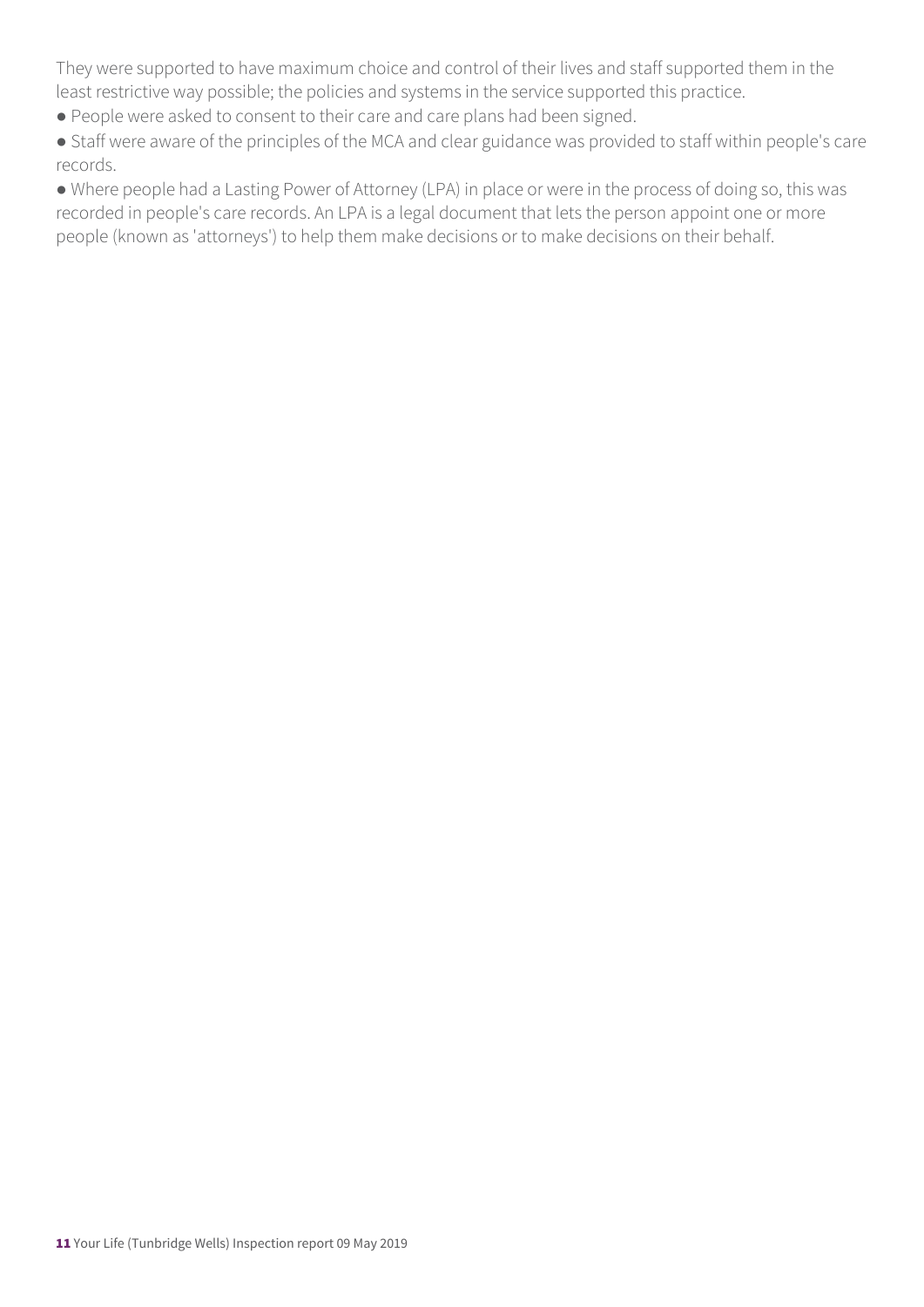They were supported to have maximum choice and control of their lives and staff supported them in the least restrictive way possible; the policies and systems in the service supported this practice.

- People were asked to consent to their care and care plans had been signed.
- Staff were aware of the principles of the MCA and clear guidance was provided to staff within people's care records.
- Where people had a Lasting Power of Attorney (LPA) in place or were in the process of doing so, this was recorded in people's care records. An LPA is a legal document that lets the person appoint one or more people (known as 'attorneys') to help them make decisions or to make decisions on their behalf.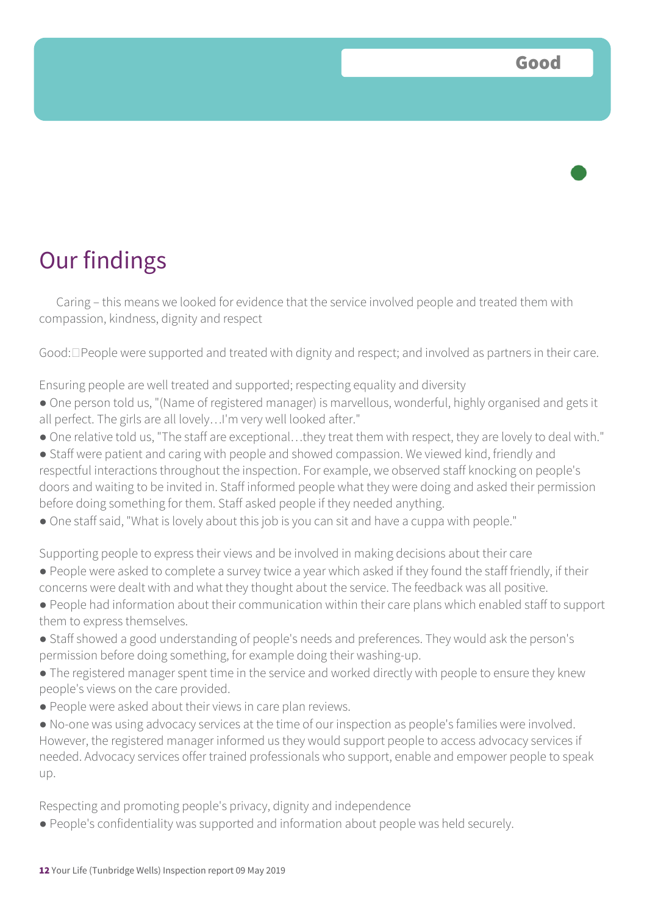**Good**

# Our findings

Caring – this means we looked for evidence that the service involved people and treated them with compassion, kindness, dignity and respect

Good: People were supported and treated with dignity and respect; and involved as partners in their care.

Ensuring people are well treated and supported; respecting equality and diversity

- One person told us, "(Name of registered manager) is marvellous, wonderful, highly organised and gets it all perfect. The girls are all lovely…I'm very well looked after."
- One relative told us, "The staff are exceptional…they treat them with respect, they are lovely to deal with."
- Staff were patient and caring with people and showed compassion. We viewed kind, friendly and respectful interactions throughout the inspection. For example, we observed staff knocking on people's doors and waiting to be invited in. Staff informed people what they were doing and asked their permission before doing something for them. Staff asked people if they needed anything.
- One staff said, "What is lovely about this job is you can sit and have a cuppa with people."

Supporting people to express their views and be involved in making decisions about their care

- People were asked to complete a survey twice a year which asked if they found the staff friendly, if their concerns were dealt with and what they thought about the service. The feedback was all positive.
- People had information about their communication within their care plans which enabled staff to support them to express themselves.
- Staff showed a good understanding of people's needs and preferences. They would ask the person's permission before doing something, for example doing their washing-up.
- The registered manager spent time in the service and worked directly with people to ensure they knew people's views on the care provided.
- People were asked about their views in care plan reviews.
- No-one was using advocacy services at the time of our inspection as people's families were involved. However, the registered manager informed us they would support people to access advocacy services if needed. Advocacy services offer trained professionals who support, enable and empower people to speak up.

Respecting and promoting people's privacy, dignity and independence

- People's confidentiality was supported and information about people was held securely.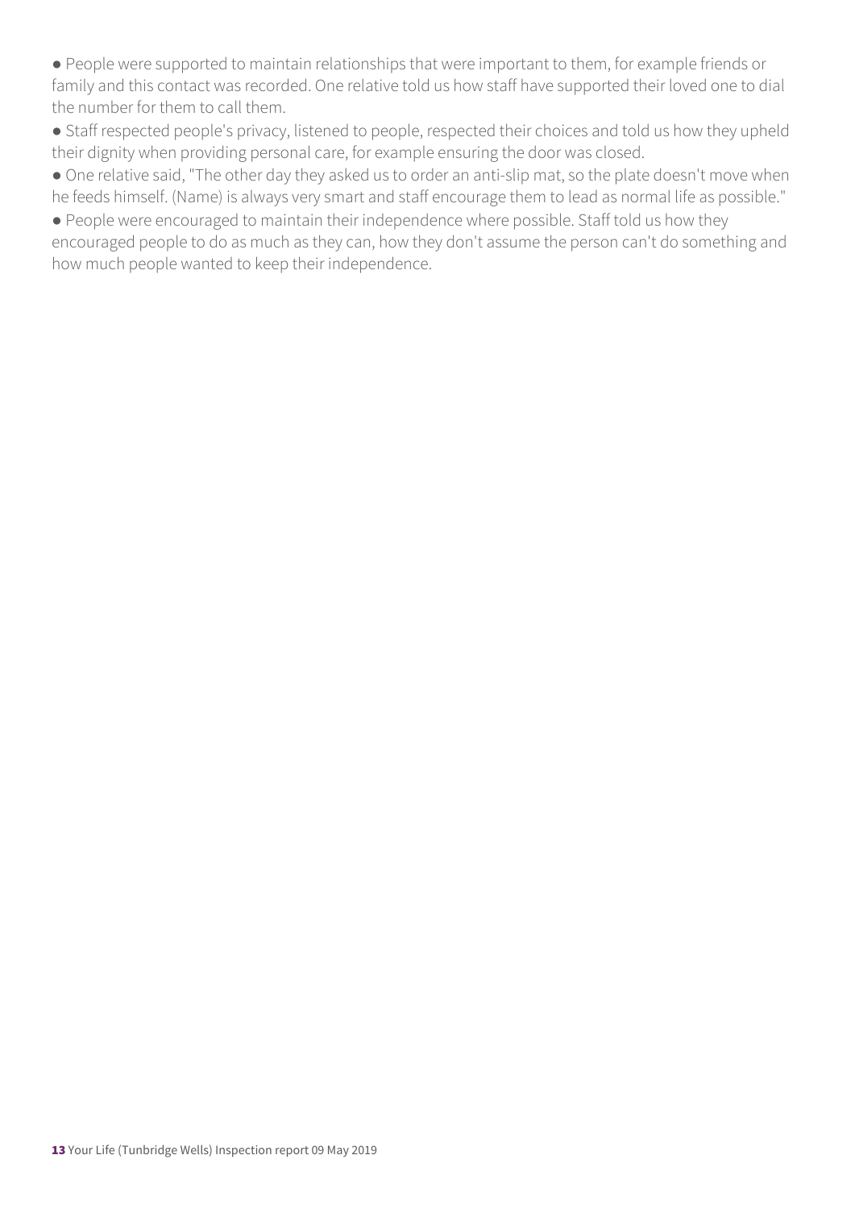- People were supported to maintain relationships that were important to them, for example friends or family and this contact was recorded. One relative told us how staff have supported their loved one to dial the number for them to call them.
- Staff respected people's privacy, listened to people, respected their choices and told us how they upheld their dignity when providing personal care, for example ensuring the door was closed.
- One relative said, "The other day they asked us to order an anti-slip mat, so the plate doesn't move when he feeds himself. (Name) is always very smart and staff encourage them to lead as normal life as possible."
- People were encouraged to maintain their independence where possible. Staff told us how they encouraged people to do as much as they can, how they don't assume the person can't do something and how much people wanted to keep their independence.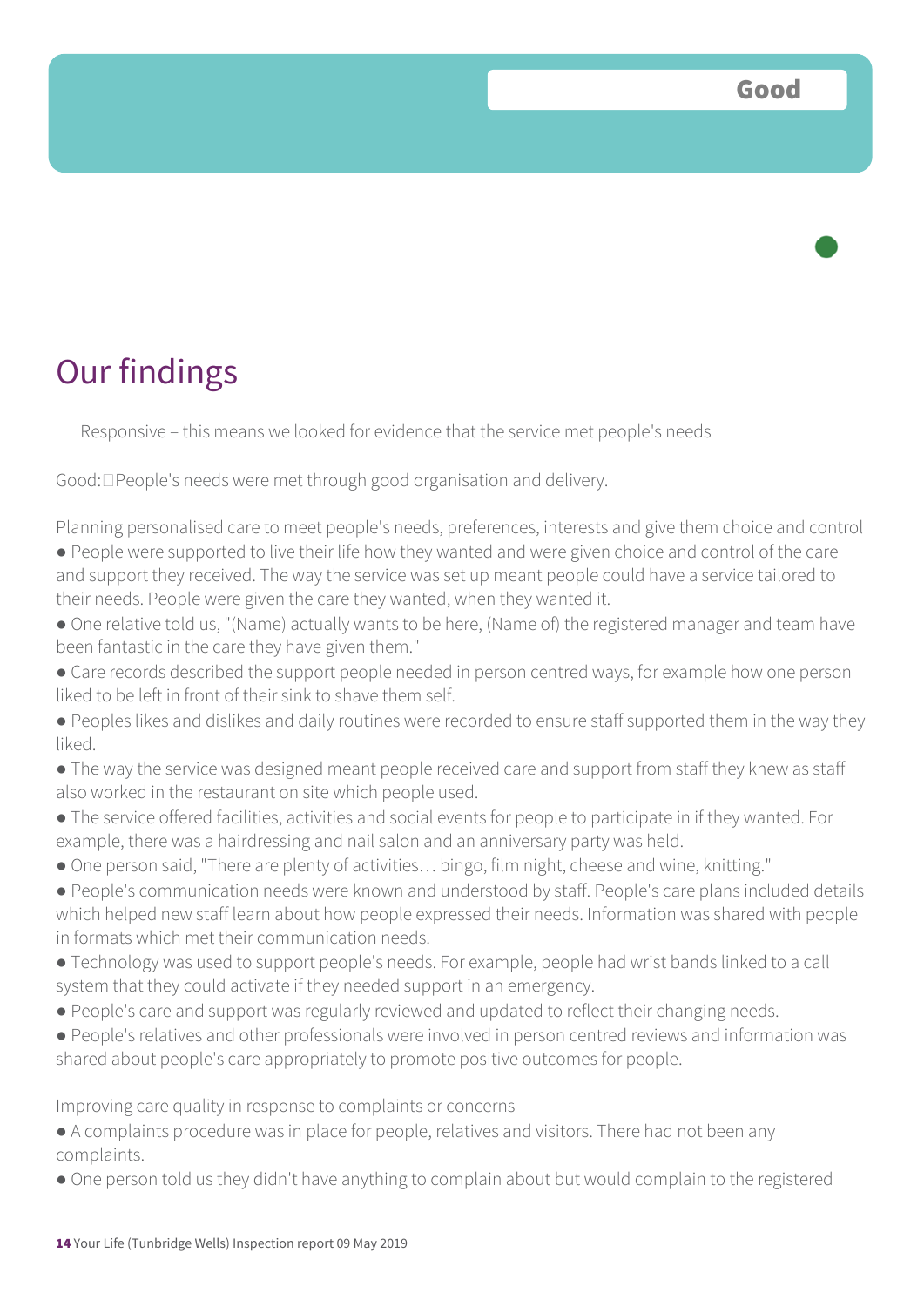**Good**

# Our findings

Responsive – this means we looked for evidence that the service met people's needs

Good: People's needs were met through good organisation and delivery.

Planning personalised care to meet people's needs, preferences, interests and give them choice and control

- People were supported to live their life how they wanted and were given choice and control of the care and support they received. The way the service was set up meant people could have a service tailored to their needs. People were given the care they wanted, when they wanted it.
- One relative told us, "(Name) actually wants to be here, (Name of) the registered manager and team have been fantastic in the care they have given them."
- Care records described the support people needed in person centred ways, for example how one person liked to be left in front of their sink to shave them self.
- Peoples likes and dislikes and daily routines were recorded to ensure staff supported them in the way they liked.
- The way the service was designed meant people received care and support from staff they knew as staff also worked in the restaurant on site which people used.
- The service offered facilities, activities and social events for people to participate in if they wanted. For example, there was a hairdressing and nail salon and an anniversary party was held.
- One person said, "There are plenty of activities… bingo, film night, cheese and wine, knitting."
- People's communication needs were known and understood by staff. People's care plans included details which helped new staff learn about how people expressed their needs. Information was shared with people in formats which met their communication needs.
- Technology was used to support people's needs. For example, people had wrist bands linked to a call system that they could activate if they needed support in an emergency.
- People's care and support was regularly reviewed and updated to reflect their changing needs.
- People's relatives and other professionals were involved in person centred reviews and information was shared about people's care appropriately to promote positive outcomes for people.

Improving care quality in response to complaints or concerns

- A complaints procedure was in place for people, relatives and visitors. There had not been any complaints.
- One person told us they didn't have anything to complain about but would complain to the registered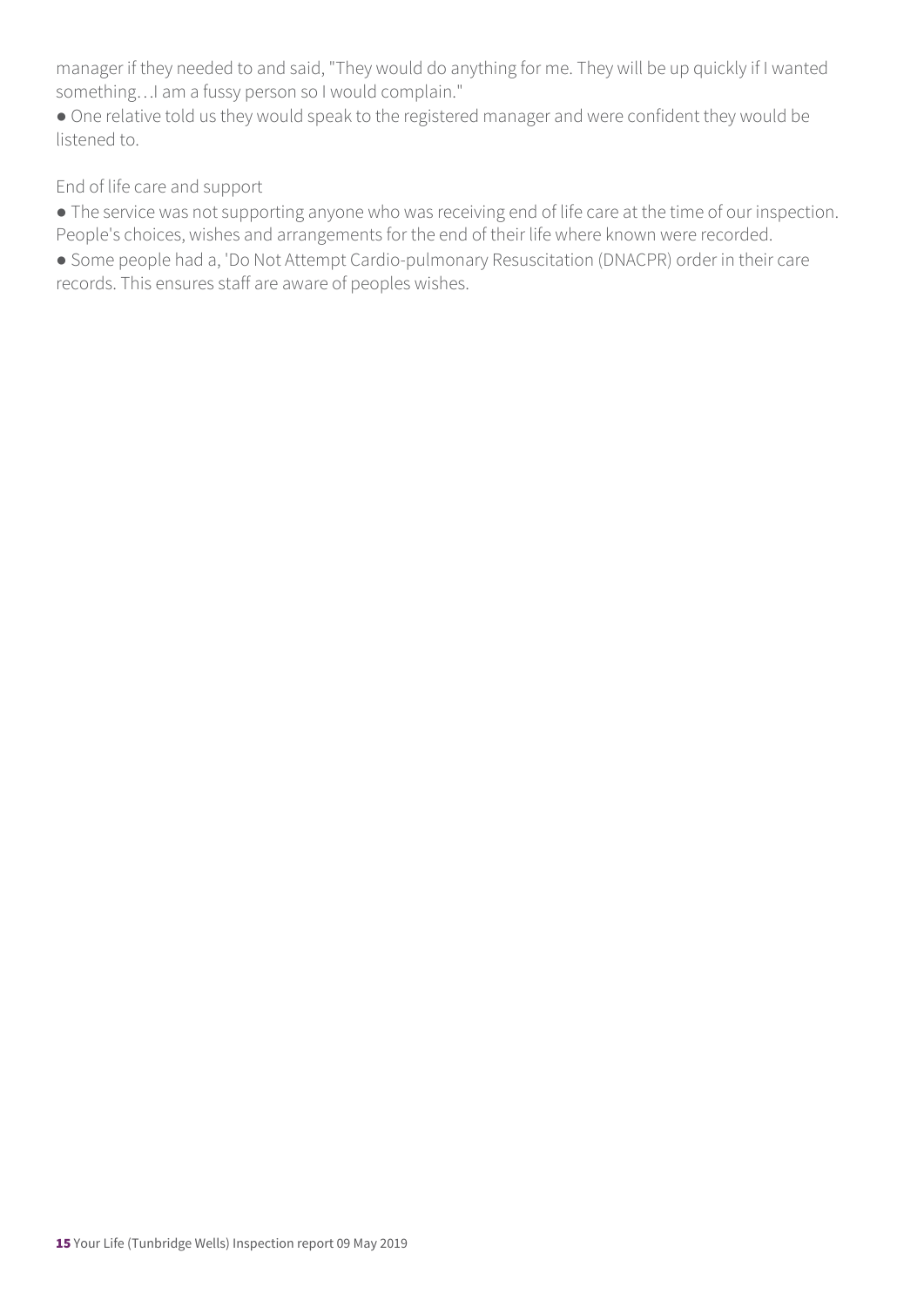manager if they needed to and said, "They would do anything for me. They will be up quickly if I wanted something…I am a fussy person so I would complain."

- One relative told us they would speak to the registered manager and were confident they would be listened to.

End of life care and support

- The service was not supporting anyone who was receiving end of life care at the time of our inspection. People's choices, wishes and arrangements for the end of their life where known were recorded.
- Some people had a, 'Do Not Attempt Cardio-pulmonary Resuscitation (DNACPR) order in their care records. This ensures staff are aware of peoples wishes.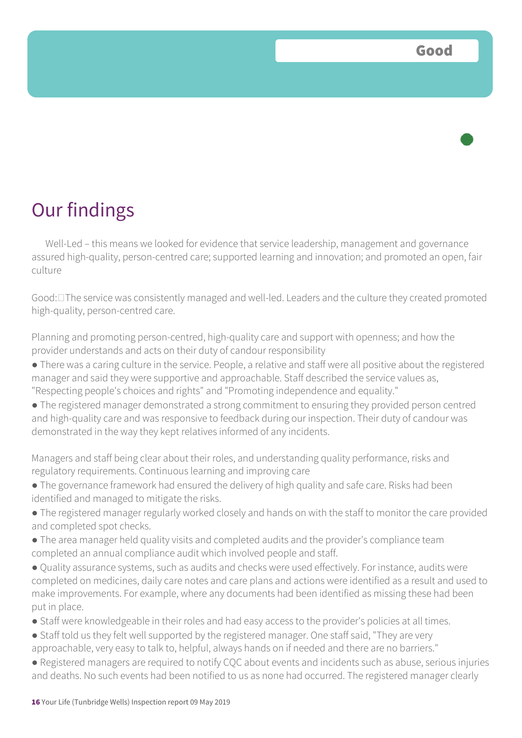**Good**

# Our findings

Well-Led – this means we looked for evidence that service leadership, management and governance assured high-quality, person-centred care; supported learning and innovation; and promoted an open, fair culture

Good: The service was consistently managed and well-led. Leaders and the culture they created promoted high-quality, person-centred care.

Planning and promoting person-centred, high-quality care and support with openness; and how the provider understands and acts on their duty of candour responsibility

- There was a caring culture in the service. People, a relative and staff were all positive about the registered manager and said they were supportive and approachable. Staff described the service values as, "Respecting people's choices and rights" and "Promoting independence and equality."
- The registered manager demonstrated a strong commitment to ensuring they provided person centred and high-quality care and was responsive to feedback during our inspection. Their duty of candour was demonstrated in the way they kept relatives informed of any incidents.

Managers and staff being clear about their roles, and understanding quality performance, risks and regulatory requirements. Continuous learning and improving care

- The governance framework had ensured the delivery of high quality and safe care. Risks had been identified and managed to mitigate the risks.
- The registered manager regularly worked closely and hands on with the staff to monitor the care provided and completed spot checks.
- The area manager held quality visits and completed audits and the provider's compliance team completed an annual compliance audit which involved people and staff.
- Quality assurance systems, such as audits and checks were used effectively. For instance, audits were completed on medicines, daily care notes and care plans and actions were identified as a result and used to make improvements. For example, where any documents had been identified as missing these had been put in place.
- Staff were knowledgeable in their roles and had easy access to the provider's policies at all times.
- Staff told us they felt well supported by the registered manager. One staff said, "They are very approachable, very easy to talk to, helpful, always hands on if needed and there are no barriers."
- Registered managers are required to notify CQC about events and incidents such as abuse, serious injuries and deaths. No such events had been notified to us as none had occurred. The registered manager clearly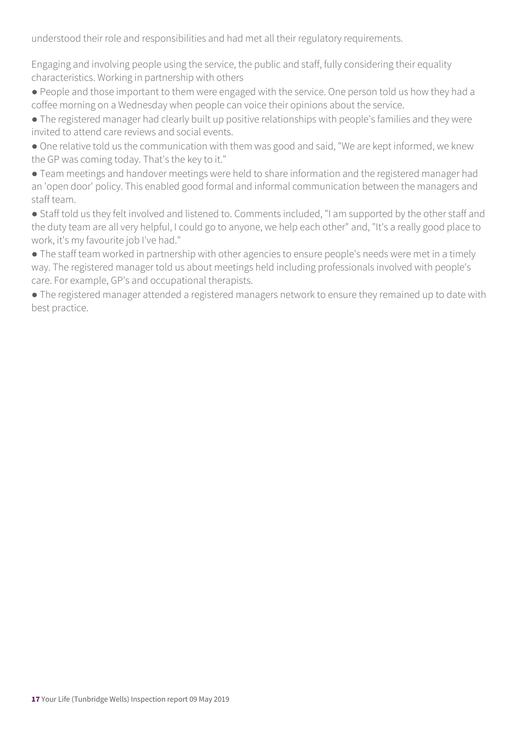understood their role and responsibilities and had met all their regulatory requirements.

Engaging and involving people using the service, the public and staff, fully considering their equality characteristics. Working in partnership with others

- People and those important to them were engaged with the service. One person told us how they had a coffee morning on a Wednesday when people can voice their opinions about the service.
- The registered manager had clearly built up positive relationships with people's families and they were invited to attend care reviews and social events.
- One relative told us the communication with them was good and said, "We are kept informed, we knew the GP was coming today. That's the key to it."
- Team meetings and handover meetings were held to share information and the registered manager had an 'open door' policy. This enabled good formal and informal communication between the managers and staff team.
- Staff told us they felt involved and listened to. Comments included, "I am supported by the other staff and the duty team are all very helpful, I could go to anyone, we help each other" and, "It's a really good place to work, it's my favourite job I've had."
- The staff team worked in partnership with other agencies to ensure people's needs were met in a timely way. The registered manager told us about meetings held including professionals involved with people's care. For example, GP's and occupational therapists.
- The registered manager attended a registered managers network to ensure they remained up to date with best practice.